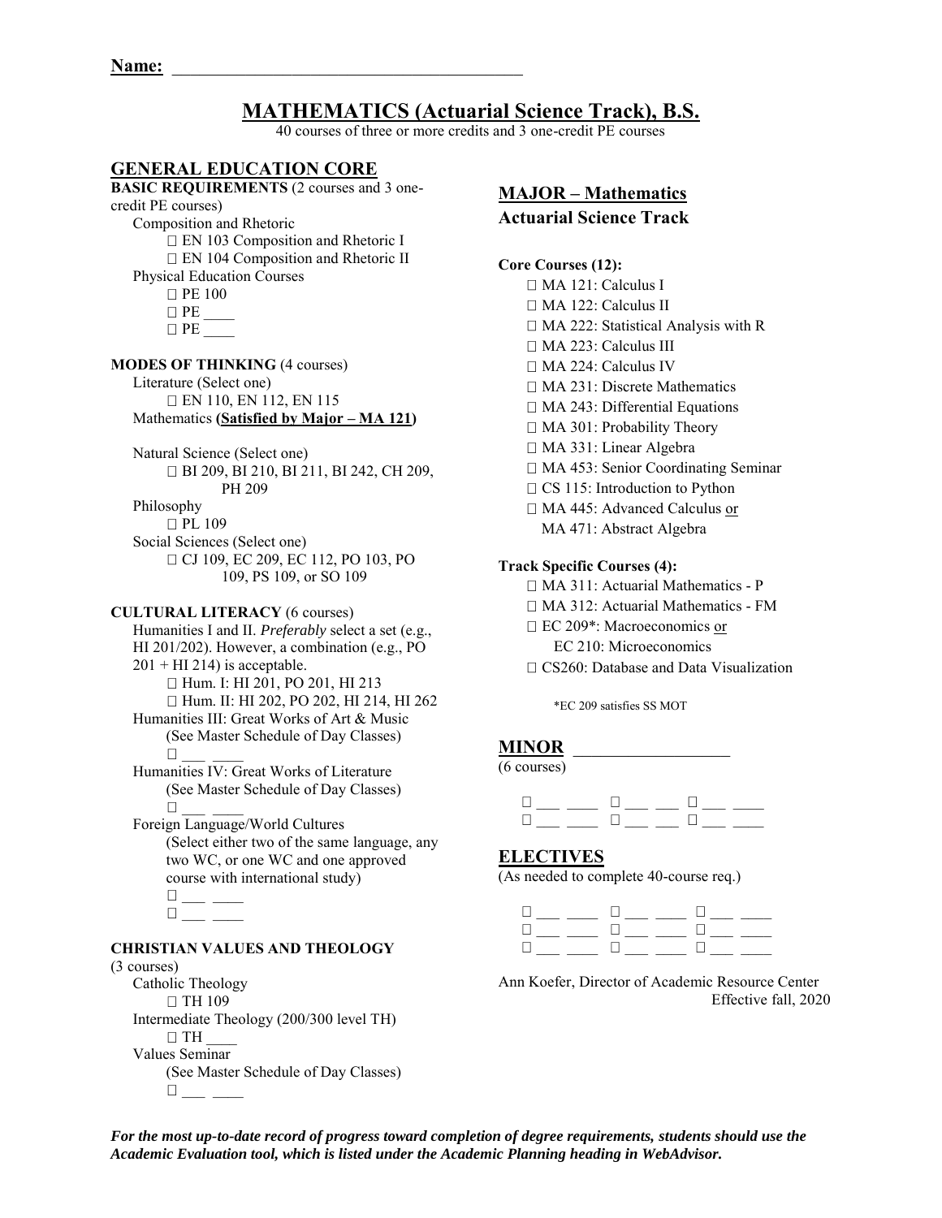**Name:** ________________________________________

# MATHEMATICS (Actuarial Science Track), B.S.

40 courses of three or more credits and 3 one-credit PE courses

## GENERAL EDUCATION CORE

**BASIC REQUIREMENTS** (2 courses and 3 one-credit PE courses)

Composition and Rhetoric

- ☐ EN 103 Composition and Rhetoric I
- ☐ EN 104 Composition and Rhetoric II

Physical Education Courses

- ☐ PE 100
- ☐ PE ____
- ☐ PE ____

**MODES OF THINKING** (4 courses)

Literature (Select one)

- ☐ EN 110, EN 112, EN 115

Mathematics **(Satisfied by Major – MA 121)**

Natural Science (Select one)

- ☐ BI 209, BI 210, BI 211, BI 242, CH 209, PH 209

Philosophy

- ☐ PL 109

Social Sciences (Select one)

- ☐ CJ 109, EC 209, EC 112, PO 103, PO 109, PS 109, or SO 109

**CULTURAL LITERACY** (6 courses)

Humanities I and II. *Preferably* select a set (e.g., HI 201/202). However, a combination (e.g., PO 201 + HI 214) is acceptable.

- ☐ Hum. I: HI 201, PO 201, HI 213
- ☐ Hum. II: HI 202, PO 202, HI 214, HI 262

Humanities III: Great Works of Art & Music (See Master Schedule of Day Classes)

- ☐ ___ ____

Humanities IV: Great Works of Literature (See Master Schedule of Day Classes)

- ☐ ___ ____

Foreign Language/World Cultures (Select either two of the same language, any two WC, or one WC and one approved course with international study)

- ☐ ___ ____
- ☐ ___ ____

**CHRISTIAN VALUES AND THEOLOGY** (3 courses)

Catholic Theology

- ☐ TH 109

Intermediate Theology (200/300 level TH)

- ☐ TH ____

Values Seminar (See Master Schedule of Day Classes)

- ☐ ___ ____

## MAJOR – Mathematics
### Actuarial Science Track

**Core Courses (12):**

- ☐ MA 121: Calculus I
- ☐ MA 122: Calculus II
- ☐ MA 222: Statistical Analysis with R
- ☐ MA 223: Calculus III
- ☐ MA 224: Calculus IV
- ☐ MA 231: Discrete Mathematics
- ☐ MA 243: Differential Equations
- ☐ MA 301: Probability Theory
- ☐ MA 331: Linear Algebra
- ☐ MA 453: Senior Coordinating Seminar
- ☐ CS 115: Introduction to Python
- ☐ MA 445: Advanced Calculus <u>or</u> MA 471: Abstract Algebra

**Track Specific Courses (4):**

- ☐ MA 311: Actuarial Mathematics - P
- ☐ MA 312: Actuarial Mathematics - FM
- ☐ EC 209*: Macroeconomics <u>or</u> EC 210: Microeconomics
- ☐ CS260: Database and Data Visualization

*EC 209 satisfies SS MOT

## MINOR __________________

(6 courses)

☐ ___ ____ ☐ ___ ___ ☐ ___ ____
☐ ___ ____ ☐ ___ ___ ☐ ___ ____

## ELECTIVES

(As needed to complete 40-course req.)

☐ ___ ____ ☐ ___ ____ ☐ ___ ____
☐ ___ ____ ☐ ___ ____ ☐ ___ ____
☐ ___ ____ ☐ ___ ____ ☐ ___ ____

Ann Koefer, Director of Academic Resource Center
Effective fall, 2020

***For the most up-to-date record of progress toward completion of degree requirements, students should use the Academic Evaluation tool, which is listed under the Academic Planning heading in WebAdvisor.***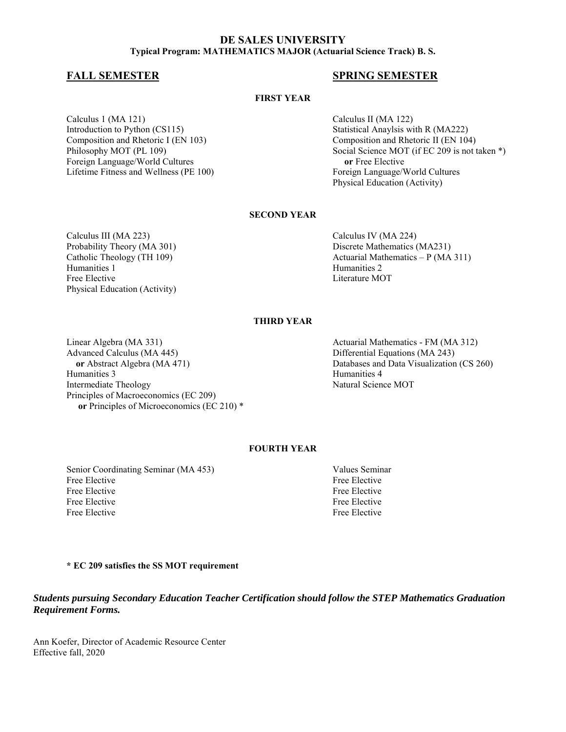# DE SALES UNIVERSITY

**Typical Program: MATHEMATICS MAJOR (Actuarial Science Track) B. S.**

| FALL SEMESTER | SPRING SEMESTER |
|---|---|
| **FIRST YEAR** | |
| Calculus 1 (MA 121) | Calculus II (MA 122) |
| Introduction to Python (CS115) | Statistical Anaylsis with R (MA222) |
| Composition and Rhetoric I (EN 103) | Composition and Rhetoric II (EN 104) |
| Philosophy MOT (PL 109) | Social Science MOT (if EC 209 is not taken *) **or** Free Elective |
| Foreign Language/World Cultures | Foreign Language/World Cultures |
| Lifetime Fitness and Wellness (PE 100) | Physical Education (Activity) |
| **SECOND YEAR** | |
| Calculus III (MA 223) | Calculus IV (MA 224) |
| Probability Theory (MA 301) | Discrete Mathematics (MA231) |
| Catholic Theology (TH 109) | Actuarial Mathematics – P (MA 311) |
| Humanities 1 | Humanities 2 |
| Free Elective | Literature MOT |
| Physical Education (Activity) | |
| **THIRD YEAR** | |
| Linear Algebra (MA 331) | Actuarial Mathematics - FM (MA 312) |
| Advanced Calculus (MA 445) **or** Abstract Algebra (MA 471) | Differential Equations (MA 243) |
| Humanities 3 | Databases and Data Visualization (CS 260) |
| Intermediate Theology | Humanities 4 |
| Principles of Macroeconomics (EC 209) **or** Principles of Microeconomics (EC 210) * | Natural Science MOT |
| **FOURTH YEAR** | |
| Senior Coordinating Seminar (MA 453) | Values Seminar |
| Free Elective | Free Elective |
| Free Elective | Free Elective |
| Free Elective | Free Elective |
| Free Elective | Free Elective |

**\* EC 209 satisfies the SS MOT requirement**

***Students pursuing Secondary Education Teacher Certification should follow the STEP Mathematics Graduation Requirement Forms.***

Ann Koefer, Director of Academic Resource Center
Effective fall, 2020